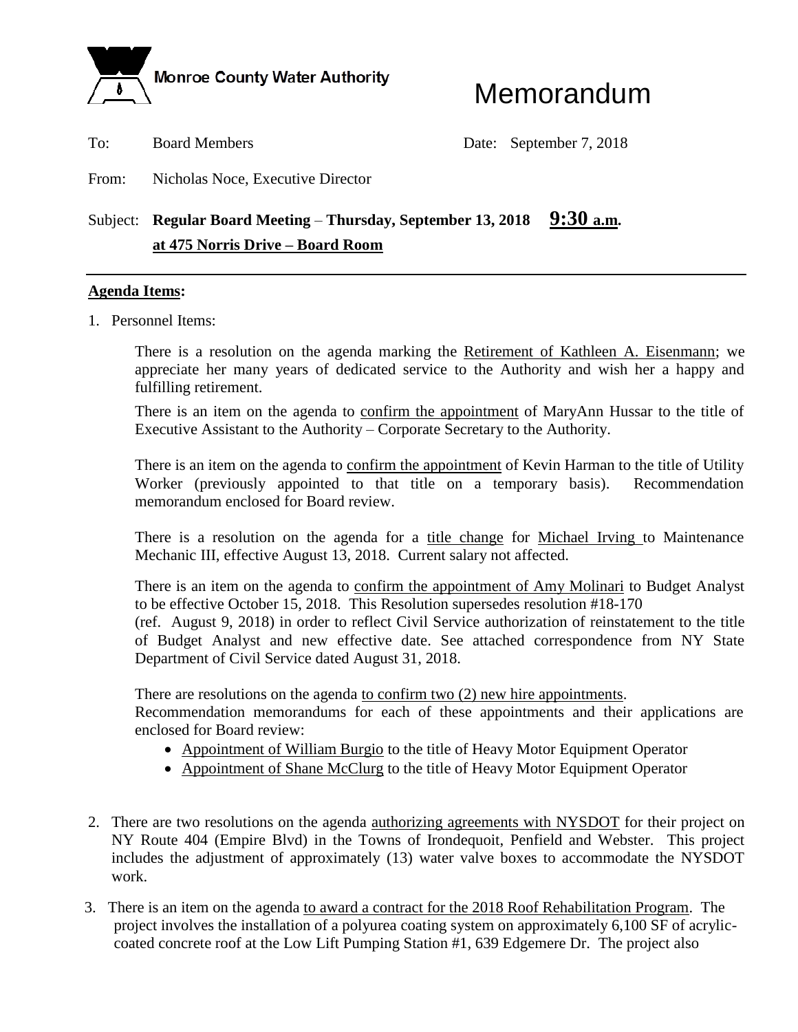Monroe County Water Authority

# Memorandum

To: Board Members

Date: September 7, 2018

From: Nicholas Noce, Executive Director

Subject: **Regular Board Meeting – Thursday, September 13, 2018 9:30 a.m. at 475 Norris Drive – Board Room**

---

**Agenda Items:**

1. Personnel Items:

   There is a resolution on the agenda marking the Retirement of Kathleen A. Eisenmann; we appreciate her many years of dedicated service to the Authority and wish her a happy and fulfilling retirement.

   There is an item on the agenda to confirm the appointment of MaryAnn Hussar to the title of Executive Assistant to the Authority – Corporate Secretary to the Authority.

   There is an item on the agenda to confirm the appointment of Kevin Harman to the title of Utility Worker (previously appointed to that title on a temporary basis). Recommendation memorandum enclosed for Board review.

   There is a resolution on the agenda for a title change for Michael Irving to Maintenance Mechanic III, effective August 13, 2018. Current salary not affected.

   There is an item on the agenda to confirm the appointment of Amy Molinari to Budget Analyst to be effective October 15, 2018. This Resolution supersedes resolution #18-170 (ref. August 9, 2018) in order to reflect Civil Service authorization of reinstatement to the title of Budget Analyst and new effective date. See attached correspondence from NY State Department of Civil Service dated August 31, 2018.

   There are resolutions on the agenda to confirm two (2) new hire appointments. Recommendation memorandums for each of these appointments and their applications are enclosed for Board review:

   - Appointment of William Burgio to the title of Heavy Motor Equipment Operator
   - Appointment of Shane McClurg to the title of Heavy Motor Equipment Operator

2. There are two resolutions on the agenda authorizing agreements with NYSDOT for their project on NY Route 404 (Empire Blvd) in the Towns of Irondequoit, Penfield and Webster. This project includes the adjustment of approximately (13) water valve boxes to accommodate the NYSDOT work.

3. There is an item on the agenda to award a contract for the 2018 Roof Rehabilitation Program. The project involves the installation of a polyurea coating system on approximately 6,100 SF of acrylic-coated concrete roof at the Low Lift Pumping Station #1, 639 Edgemere Dr. The project also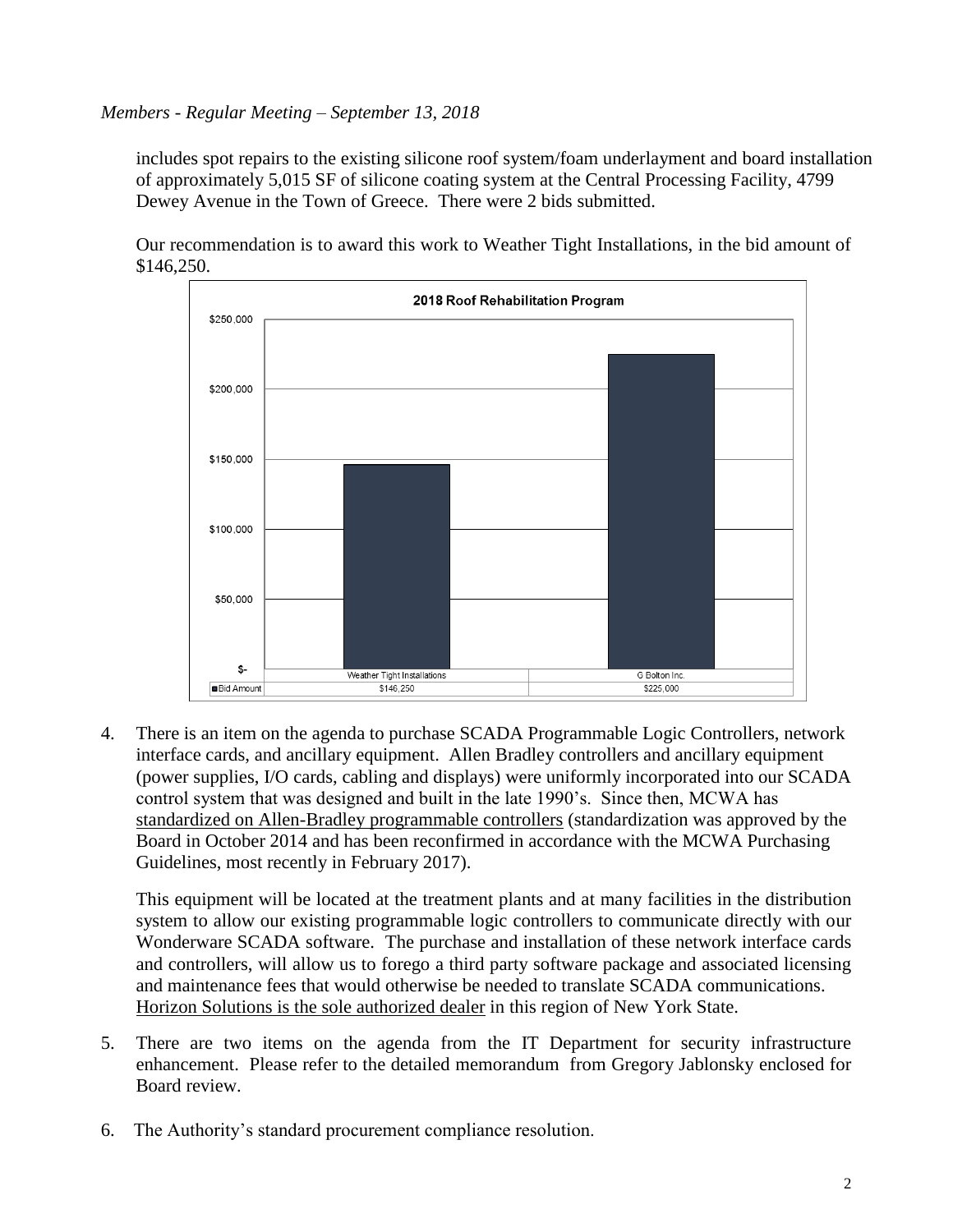includes spot repairs to the existing silicone roof system/foam underlayment and board installation of approximately 5,015 SF of silicone coating system at the Central Processing Facility, 4799 Dewey Avenue in the Town of Greece. There were 2 bids submitted.

Our recommendation is to award this work to Weather Tight Installations, in the bid amount of $146,250.

**2018 Roof Rehabilitation Program**

| | Weather Tight Installations | G Bolton Inc. |
|---|---|---|
| Bid Amount | $146,250 | $225,000 |

4. There is an item on the agenda to purchase SCADA Programmable Logic Controllers, network interface cards, and ancillary equipment. Allen Bradley controllers and ancillary equipment (power supplies, I/O cards, cabling and displays) were uniformly incorporated into our SCADA control system that was designed and built in the late 1990's. Since then, MCWA has standardized on Allen-Bradley programmable controllers (standardization was approved by the Board in October 2014 and has been reconfirmed in accordance with the MCWA Purchasing Guidelines, most recently in February 2017).

   This equipment will be located at the treatment plants and at many facilities in the distribution system to allow our existing programmable logic controllers to communicate directly with our Wonderware SCADA software. The purchase and installation of these network interface cards and controllers, will allow us to forego a third party software package and associated licensing and maintenance fees that would otherwise be needed to translate SCADA communications. Horizon Solutions is the sole authorized dealer in this region of New York State.

5. There are two items on the agenda from the IT Department for security infrastructure enhancement. Please refer to the detailed memorandum from Gregory Jablonsky enclosed for Board review.

6. The Authority's standard procurement compliance resolution.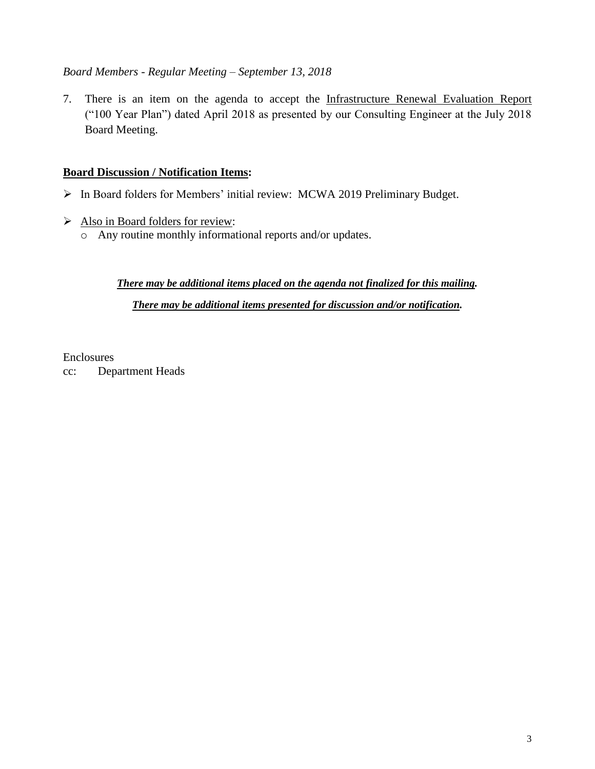*Board Members - Regular Meeting – September 13, 2018*

7. There is an item on the agenda to accept the Infrastructure Renewal Evaluation Report ("100 Year Plan") dated April 2018 as presented by our Consulting Engineer at the July 2018 Board Meeting.

**Board Discussion / Notification Items:**

- In Board folders for Members' initial review: MCWA 2019 Preliminary Budget.
- Also in Board folders for review:
  - Any routine monthly informational reports and/or updates.

***There may be additional items placed on the agenda not finalized for this mailing.***

***There may be additional items presented for discussion and/or notification.***

Enclosures
cc: Department Heads